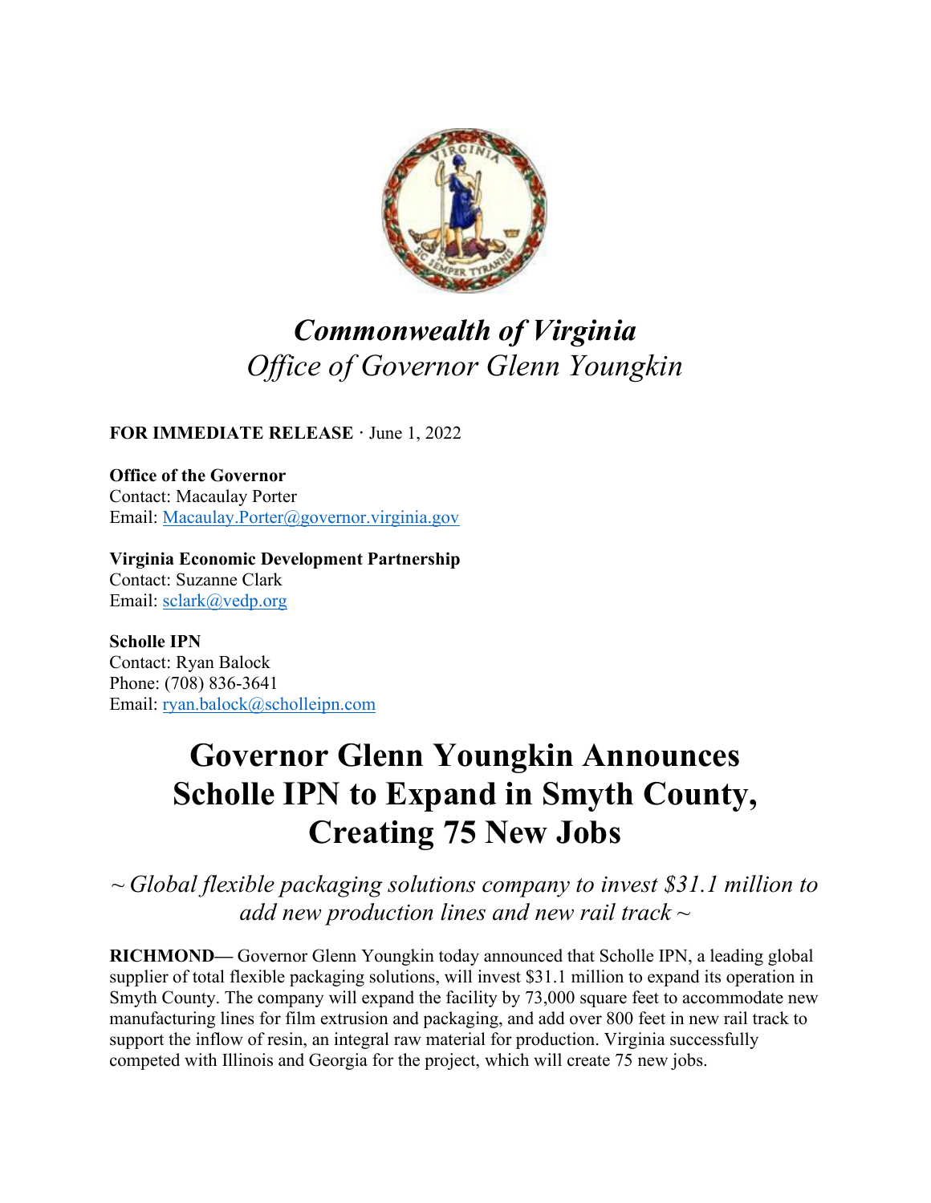*Commonwealth of Virginia*
*Office of Governor Glenn Youngkin*

**FOR IMMEDIATE RELEASE** · June 1, 2022

**Office of the Governor**
Contact: Macaulay Porter
Email: Macaulay.Porter@governor.virginia.gov

**Virginia Economic Development Partnership**
Contact: Suzanne Clark
Email: sclark@vedp.org

**Scholle IPN**
Contact: Ryan Balock
Phone: (708) 836-3641
Email: ryan.balock@scholleipn.com

# Governor Glenn Youngkin Announces Scholle IPN to Expand in Smyth County, Creating 75 New Jobs

*~ Global flexible packaging solutions company to invest $31.1 million to add new production lines and new rail track ~*

**RICHMOND—** Governor Glenn Youngkin today announced that Scholle IPN, a leading global supplier of total flexible packaging solutions, will invest $31.1 million to expand its operation in Smyth County. The company will expand the facility by 73,000 square feet to accommodate new manufacturing lines for film extrusion and packaging, and add over 800 feet in new rail track to support the inflow of resin, an integral raw material for production. Virginia successfully competed with Illinois and Georgia for the project, which will create 75 new jobs.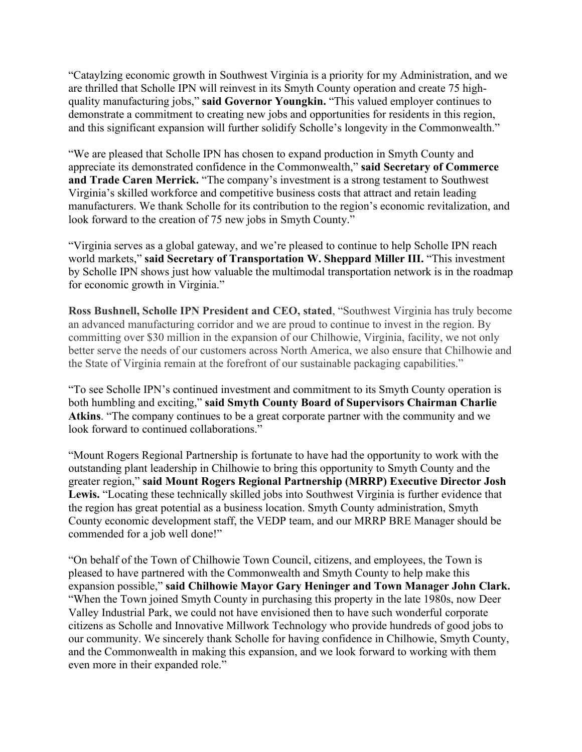"Cataylzing economic growth in Southwest Virginia is a priority for my Administration, and we are thrilled that Scholle IPN will reinvest in its Smyth County operation and create 75 high-quality manufacturing jobs," **said Governor Youngkin.** "This valued employer continues to demonstrate a commitment to creating new jobs and opportunities for residents in this region, and this significant expansion will further solidify Scholle's longevity in the Commonwealth."

"We are pleased that Scholle IPN has chosen to expand production in Smyth County and appreciate its demonstrated confidence in the Commonwealth," **said Secretary of Commerce and Trade Caren Merrick.** "The company's investment is a strong testament to Southwest Virginia's skilled workforce and competitive business costs that attract and retain leading manufacturers. We thank Scholle for its contribution to the region's economic revitalization, and look forward to the creation of 75 new jobs in Smyth County."

"Virginia serves as a global gateway, and we're pleased to continue to help Scholle IPN reach world markets," **said Secretary of Transportation W. Sheppard Miller III.** "This investment by Scholle IPN shows just how valuable the multimodal transportation network is in the roadmap for economic growth in Virginia."

**Ross Bushnell, Scholle IPN President and CEO, stated**, "Southwest Virginia has truly become an advanced manufacturing corridor and we are proud to continue to invest in the region. By committing over $30 million in the expansion of our Chilhowie, Virginia, facility, we not only better serve the needs of our customers across North America, we also ensure that Chilhowie and the State of Virginia remain at the forefront of our sustainable packaging capabilities."

"To see Scholle IPN's continued investment and commitment to its Smyth County operation is both humbling and exciting," **said Smyth County Board of Supervisors Chairman Charlie Atkins**. "The company continues to be a great corporate partner with the community and we look forward to continued collaborations."

"Mount Rogers Regional Partnership is fortunate to have had the opportunity to work with the outstanding plant leadership in Chilhowie to bring this opportunity to Smyth County and the greater region," **said Mount Rogers Regional Partnership (MRRP) Executive Director Josh Lewis.** "Locating these technically skilled jobs into Southwest Virginia is further evidence that the region has great potential as a business location. Smyth County administration, Smyth County economic development staff, the VEDP team, and our MRRP BRE Manager should be commended for a job well done!"

"On behalf of the Town of Chilhowie Town Council, citizens, and employees, the Town is pleased to have partnered with the Commonwealth and Smyth County to help make this expansion possible," **said Chilhowie Mayor Gary Heninger and Town Manager John Clark.** "When the Town joined Smyth County in purchasing this property in the late 1980s, now Deer Valley Industrial Park, we could not have envisioned then to have such wonderful corporate citizens as Scholle and Innovative Millwork Technology who provide hundreds of good jobs to our community. We sincerely thank Scholle for having confidence in Chilhowie, Smyth County, and the Commonwealth in making this expansion, and we look forward to working with them even more in their expanded role."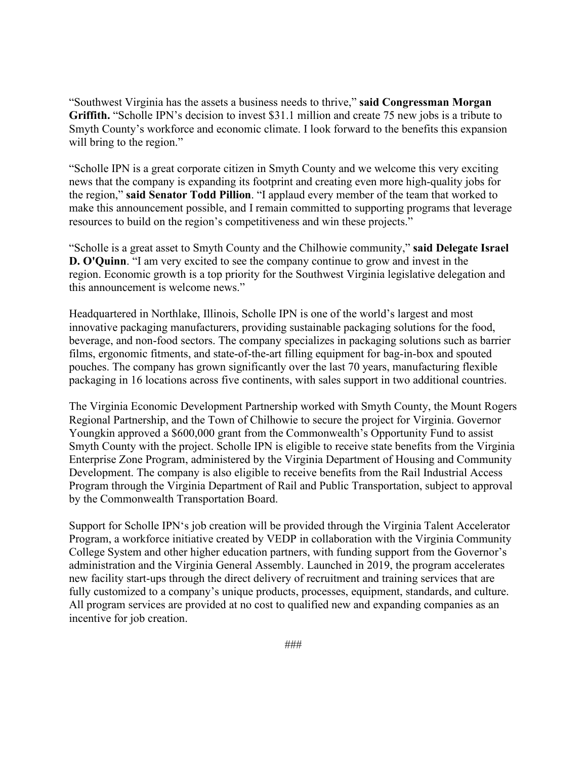"Southwest Virginia has the assets a business needs to thrive," **said Congressman Morgan Griffith.** "Scholle IPN's decision to invest $31.1 million and create 75 new jobs is a tribute to Smyth County's workforce and economic climate. I look forward to the benefits this expansion will bring to the region."

"Scholle IPN is a great corporate citizen in Smyth County and we welcome this very exciting news that the company is expanding its footprint and creating even more high-quality jobs for the region," **said Senator Todd Pillion**. "I applaud every member of the team that worked to make this announcement possible, and I remain committed to supporting programs that leverage resources to build on the region's competitiveness and win these projects."

"Scholle is a great asset to Smyth County and the Chilhowie community," **said Delegate Israel D. O'Quinn**. "I am very excited to see the company continue to grow and invest in the region. Economic growth is a top priority for the Southwest Virginia legislative delegation and this announcement is welcome news."

Headquartered in Northlake, Illinois, Scholle IPN is one of the world's largest and most innovative packaging manufacturers, providing sustainable packaging solutions for the food, beverage, and non-food sectors. The company specializes in packaging solutions such as barrier films, ergonomic fitments, and state-of-the-art filling equipment for bag-in-box and spouted pouches. The company has grown significantly over the last 70 years, manufacturing flexible packaging in 16 locations across five continents, with sales support in two additional countries.

The Virginia Economic Development Partnership worked with Smyth County, the Mount Rogers Regional Partnership, and the Town of Chilhowie to secure the project for Virginia. Governor Youngkin approved a $600,000 grant from the Commonwealth's Opportunity Fund to assist Smyth County with the project. Scholle IPN is eligible to receive state benefits from the Virginia Enterprise Zone Program, administered by the Virginia Department of Housing and Community Development. The company is also eligible to receive benefits from the Rail Industrial Access Program through the Virginia Department of Rail and Public Transportation, subject to approval by the Commonwealth Transportation Board.

Support for Scholle IPN's job creation will be provided through the Virginia Talent Accelerator Program, a workforce initiative created by VEDP in collaboration with the Virginia Community College System and other higher education partners, with funding support from the Governor's administration and the Virginia General Assembly. Launched in 2019, the program accelerates new facility start-ups through the direct delivery of recruitment and training services that are fully customized to a company's unique products, processes, equipment, standards, and culture. All program services are provided at no cost to qualified new and expanding companies as an incentive for job creation.

###